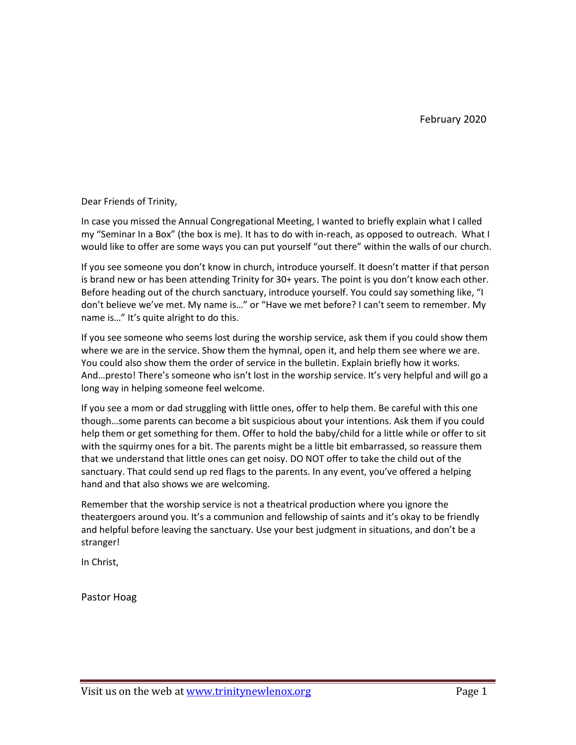February 2020

Dear Friends of Trinity,

In case you missed the Annual Congregational Meeting, I wanted to briefly explain what I called my "Seminar In a Box" (the box is me). It has to do with in-reach, as opposed to outreach. What I would like to offer are some ways you can put yourself "out there" within the walls of our church.

If you see someone you don't know in church, introduce yourself. It doesn't matter if that person is brand new or has been attending Trinity for 30+ years. The point is you don't know each other. Before heading out of the church sanctuary, introduce yourself. You could say something like, "I don't believe we've met. My name is…" or "Have we met before? I can't seem to remember. My name is…" It's quite alright to do this.

If you see someone who seems lost during the worship service, ask them if you could show them where we are in the service. Show them the hymnal, open it, and help them see where we are. You could also show them the order of service in the bulletin. Explain briefly how it works. And…presto! There's someone who isn't lost in the worship service. It's very helpful and will go a long way in helping someone feel welcome.

If you see a mom or dad struggling with little ones, offer to help them. Be careful with this one though…some parents can become a bit suspicious about your intentions. Ask them if you could help them or get something for them. Offer to hold the baby/child for a little while or offer to sit with the squirmy ones for a bit. The parents might be a little bit embarrassed, so reassure them that we understand that little ones can get noisy. DO NOT offer to take the child out of the sanctuary. That could send up red flags to the parents. In any event, you've offered a helping hand and that also shows we are welcoming.

Remember that the worship service is not a theatrical production where you ignore the theatergoers around you. It's a communion and fellowship of saints and it's okay to be friendly and helpful before leaving the sanctuary. Use your best judgment in situations, and don't be a stranger!

In Christ,

Pastor Hoag

Visit us on the web at [www.trinitynewlenox.org](http://www.trinitynewlenox.org)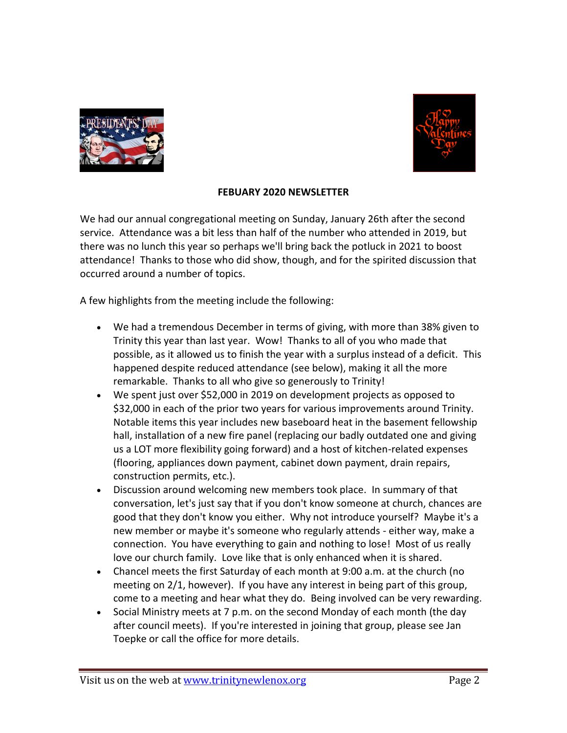**FEBUARY 2020 NEWSLETTER**

We had our annual congregational meeting on Sunday, January 26th after the second service. Attendance was a bit less than half of the number who attended in 2019, but there was no lunch this year so perhaps we'll bring back the potluck in 2021 to boost attendance! Thanks to those who did show, though, and for the spirited discussion that occurred around a number of topics.

A few highlights from the meeting include the following:

- We had a tremendous December in terms of giving, with more than 38% given to Trinity this year than last year. Wow! Thanks to all of you who made that possible, as it allowed us to finish the year with a surplus instead of a deficit. This happened despite reduced attendance (see below), making it all the more remarkable. Thanks to all who give so generously to Trinity!
- We spent just over $52,000 in 2019 on development projects as opposed to $32,000 in each of the prior two years for various improvements around Trinity. Notable items this year includes new baseboard heat in the basement fellowship hall, installation of a new fire panel (replacing our badly outdated one and giving us a LOT more flexibility going forward) and a host of kitchen-related expenses (flooring, appliances down payment, cabinet down payment, drain repairs, construction permits, etc.).
- Discussion around welcoming new members took place. In summary of that conversation, let's just say that if you don't know someone at church, chances are good that they don't know you either. Why not introduce yourself? Maybe it's a new member or maybe it's someone who regularly attends - either way, make a connection. You have everything to gain and nothing to lose! Most of us really love our church family. Love like that is only enhanced when it is shared.
- Chancel meets the first Saturday of each month at 9:00 a.m. at the church (no meeting on 2/1, however). If you have any interest in being part of this group, come to a meeting and hear what they do. Being involved can be very rewarding.
- Social Ministry meets at 7 p.m. on the second Monday of each month (the day after council meets). If you're interested in joining that group, please see Jan Toepke or call the office for more details.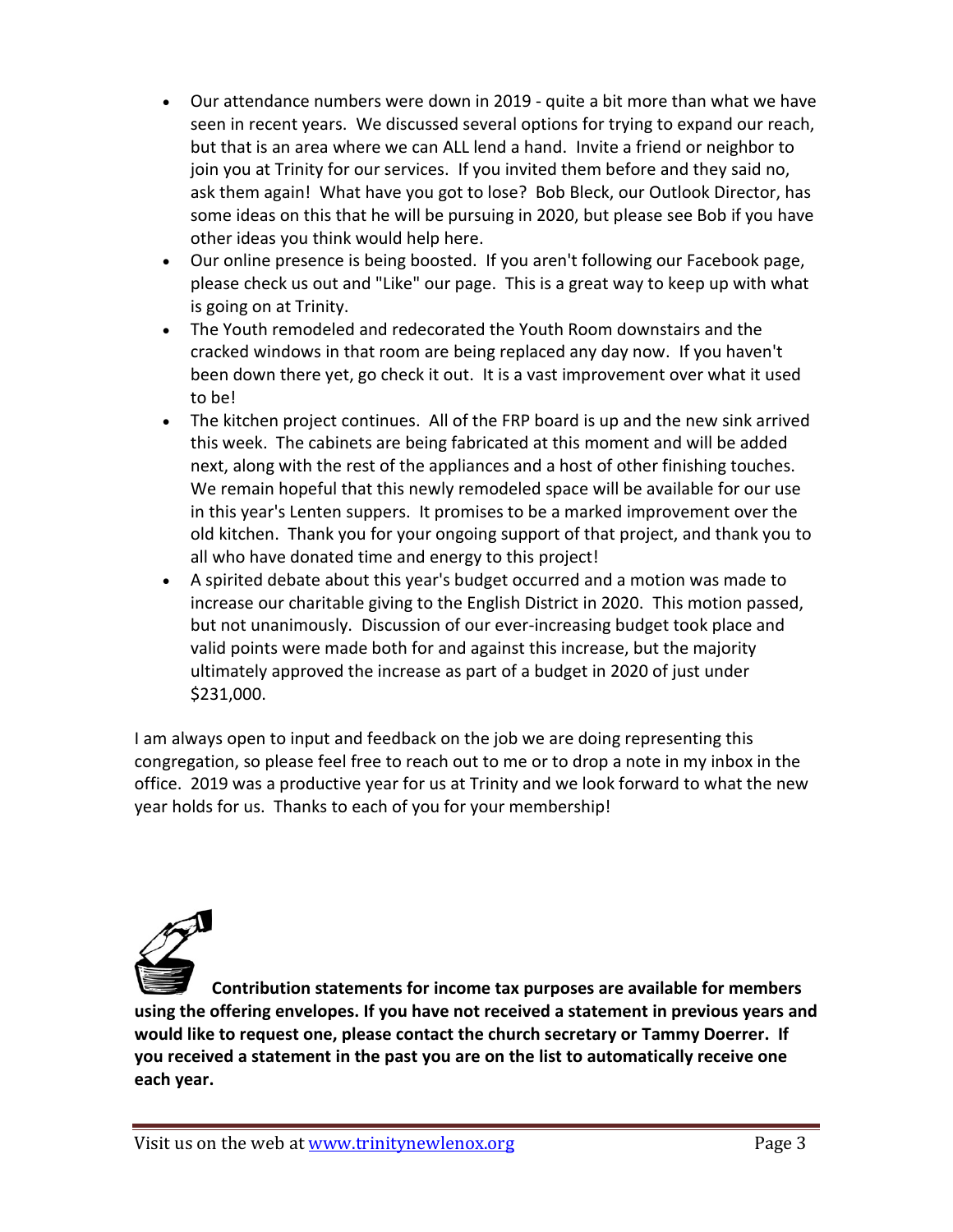- Our attendance numbers were down in 2019 - quite a bit more than what we have seen in recent years. We discussed several options for trying to expand our reach, but that is an area where we can ALL lend a hand. Invite a friend or neighbor to join you at Trinity for our services. If you invited them before and they said no, ask them again! What have you got to lose? Bob Bleck, our Outlook Director, has some ideas on this that he will be pursuing in 2020, but please see Bob if you have other ideas you think would help here.
- Our online presence is being boosted. If you aren't following our Facebook page, please check us out and "Like" our page. This is a great way to keep up with what is going on at Trinity.
- The Youth remodeled and redecorated the Youth Room downstairs and the cracked windows in that room are being replaced any day now. If you haven't been down there yet, go check it out. It is a vast improvement over what it used to be!
- The kitchen project continues. All of the FRP board is up and the new sink arrived this week. The cabinets are being fabricated at this moment and will be added next, along with the rest of the appliances and a host of other finishing touches. We remain hopeful that this newly remodeled space will be available for our use in this year's Lenten suppers. It promises to be a marked improvement over the old kitchen. Thank you for your ongoing support of that project, and thank you to all who have donated time and energy to this project!
- A spirited debate about this year's budget occurred and a motion was made to increase our charitable giving to the English District in 2020. This motion passed, but not unanimously. Discussion of our ever-increasing budget took place and valid points were made both for and against this increase, but the majority ultimately approved the increase as part of a budget in 2020 of just under $231,000.

I am always open to input and feedback on the job we are doing representing this congregation, so please feel free to reach out to me or to drop a note in my inbox in the office. 2019 was a productive year for us at Trinity and we look forward to what the new year holds for us. Thanks to each of you for your membership!

**Contribution statements for income tax purposes are available for members using the offering envelopes. If you have not received a statement in previous years and would like to request one, please contact the church secretary or Tammy Doerrer. If you received a statement in the past you are on the list to automatically receive one each year.**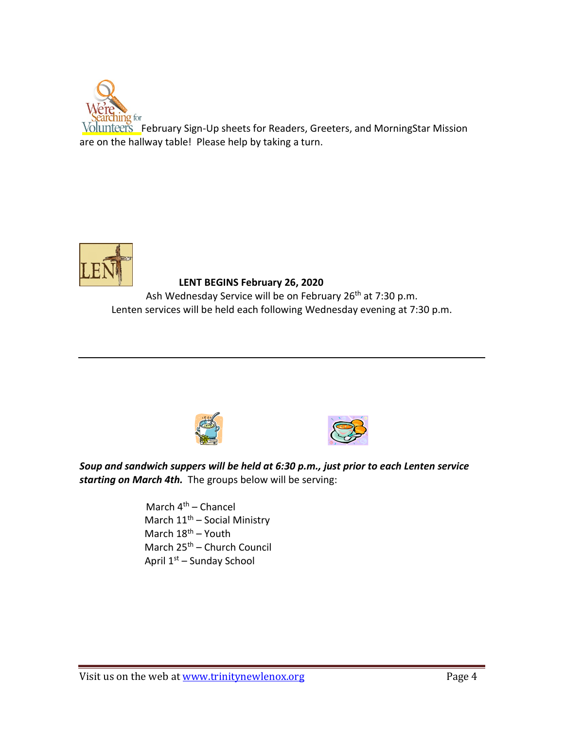We're Searching for Volunteers February Sign-Up sheets for Readers, Greeters, and MorningStar Mission are on the hallway table! Please help by taking a turn.

LENT

**LENT BEGINS February 26, 2020**

Ash Wednesday Service will be on February 26th at 7:30 p.m.
Lenten services will be held each following Wednesday evening at 7:30 p.m.

---

***Soup and sandwich suppers will be held at 6:30 p.m., just prior to each Lenten service starting on March 4th.*** The groups below will be serving:

March 4th – Chancel
March 11th – Social Ministry
March 18th – Youth
March 25th – Church Council
April 1st – Sunday School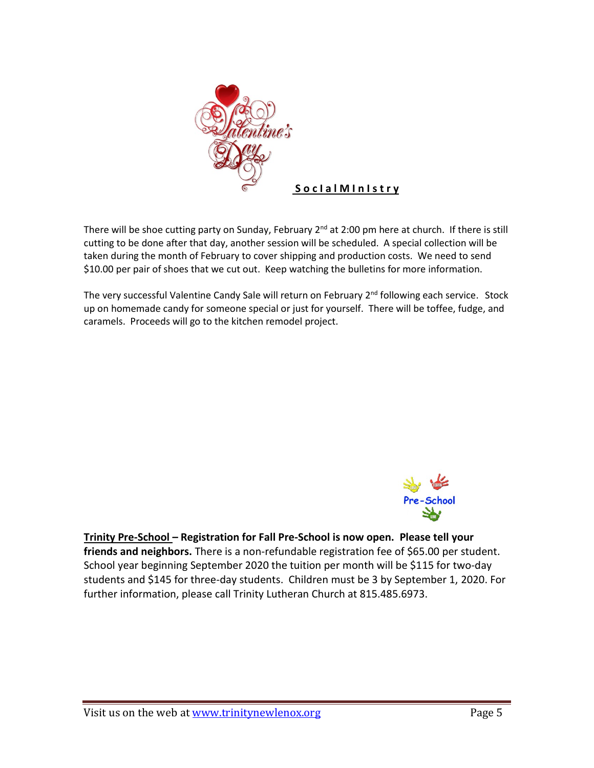## Social Ministry

There will be shoe cutting party on Sunday, February 2nd at 2:00 pm here at church. If there is still cutting to be done after that day, another session will be scheduled. A special collection will be taken during the month of February to cover shipping and production costs. We need to send $10.00 per pair of shoes that we cut out. Keep watching the bulletins for more information.

The very successful Valentine Candy Sale will return on February 2nd following each service. Stock up on homemade candy for someone special or just for yourself. There will be toffee, fudge, and caramels. Proceeds will go to the kitchen remodel project.

**Trinity Pre-School – Registration for Fall Pre-School is now open. Please tell your friends and neighbors.** There is a non-refundable registration fee of $65.00 per student. School year beginning September 2020 the tuition per month will be $115 for two-day students and $145 for three-day students. Children must be 3 by September 1, 2020. For further information, please call Trinity Lutheran Church at 815.485.6973.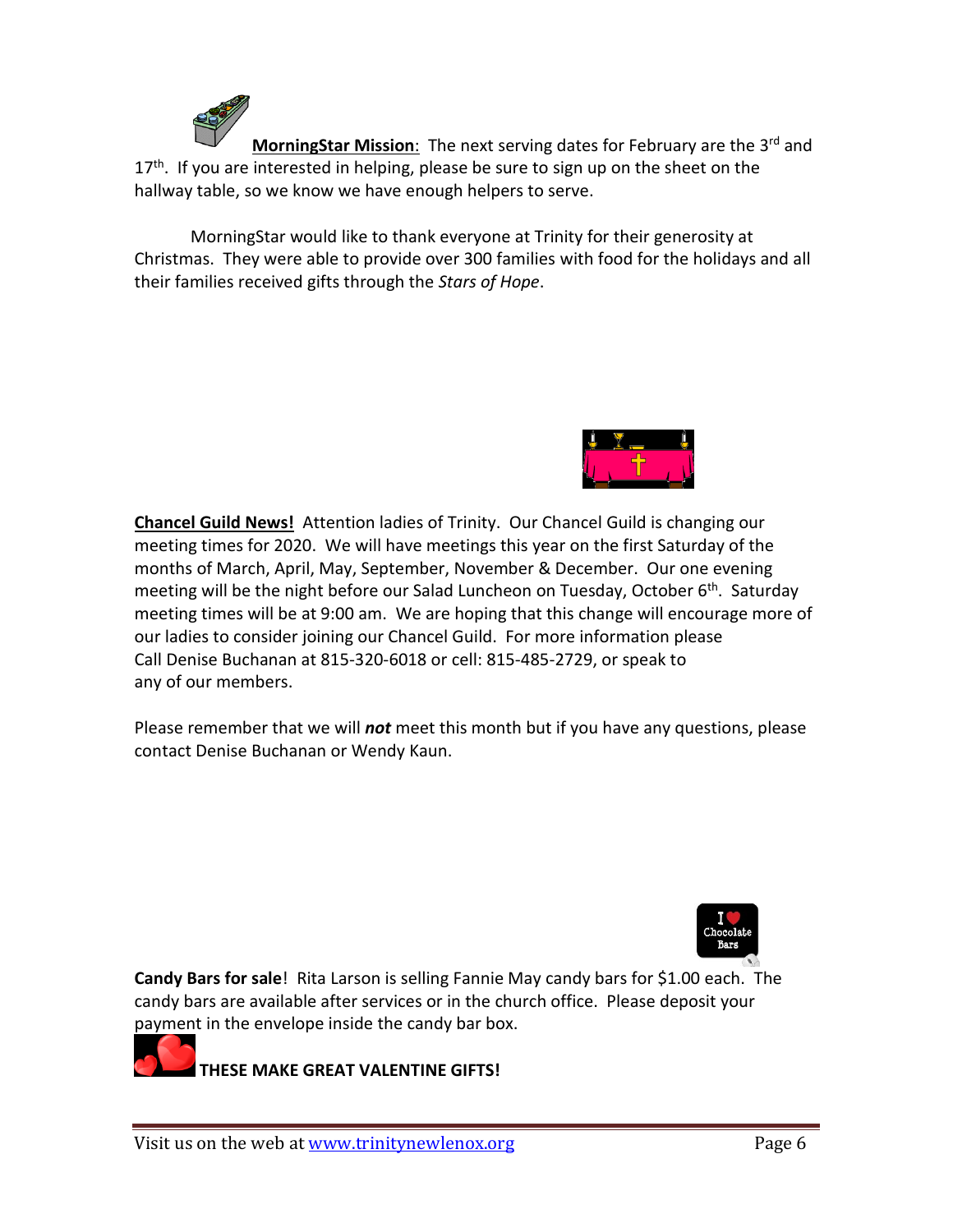**MorningStar Mission**: The next serving dates for February are the 3rd and 17th. If you are interested in helping, please be sure to sign up on the sheet on the hallway table, so we know we have enough helpers to serve.

MorningStar would like to thank everyone at Trinity for their generosity at Christmas. They were able to provide over 300 families with food for the holidays and all their families received gifts through the *Stars of Hope*.

**Chancel Guild News!** Attention ladies of Trinity. Our Chancel Guild is changing our meeting times for 2020. We will have meetings this year on the first Saturday of the months of March, April, May, September, November & December. Our one evening meeting will be the night before our Salad Luncheon on Tuesday, October 6th. Saturday meeting times will be at 9:00 am. We are hoping that this change will encourage more of our ladies to consider joining our Chancel Guild. For more information please Call Denise Buchanan at 815-320-6018 or cell: 815-485-2729, or speak to any of our members.

Please remember that we will ***not*** meet this month but if you have any questions, please contact Denise Buchanan or Wendy Kaun.

**Candy Bars for sale**! Rita Larson is selling Fannie May candy bars for $1.00 each. The candy bars are available after services or in the church office. Please deposit your payment in the envelope inside the candy bar box.

**THESE MAKE GREAT VALENTINE GIFTS!**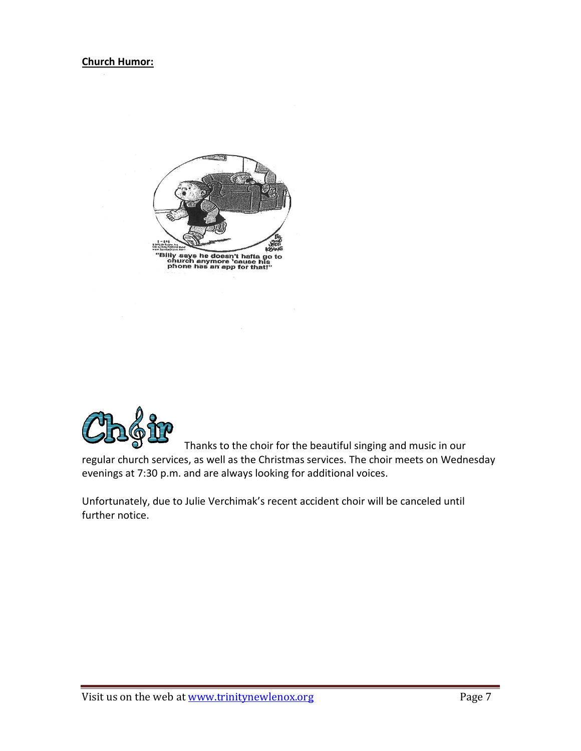**Church Humor:**

"Billy says he doesn't hafta go to church anymore 'cause his phone has an app for that!"

Choir Thanks to the choir for the beautiful singing and music in our regular church services, as well as the Christmas services. The choir meets on Wednesday evenings at 7:30 p.m. and are always looking for additional voices.

Unfortunately, due to Julie Verchimak's recent accident choir will be canceled until further notice.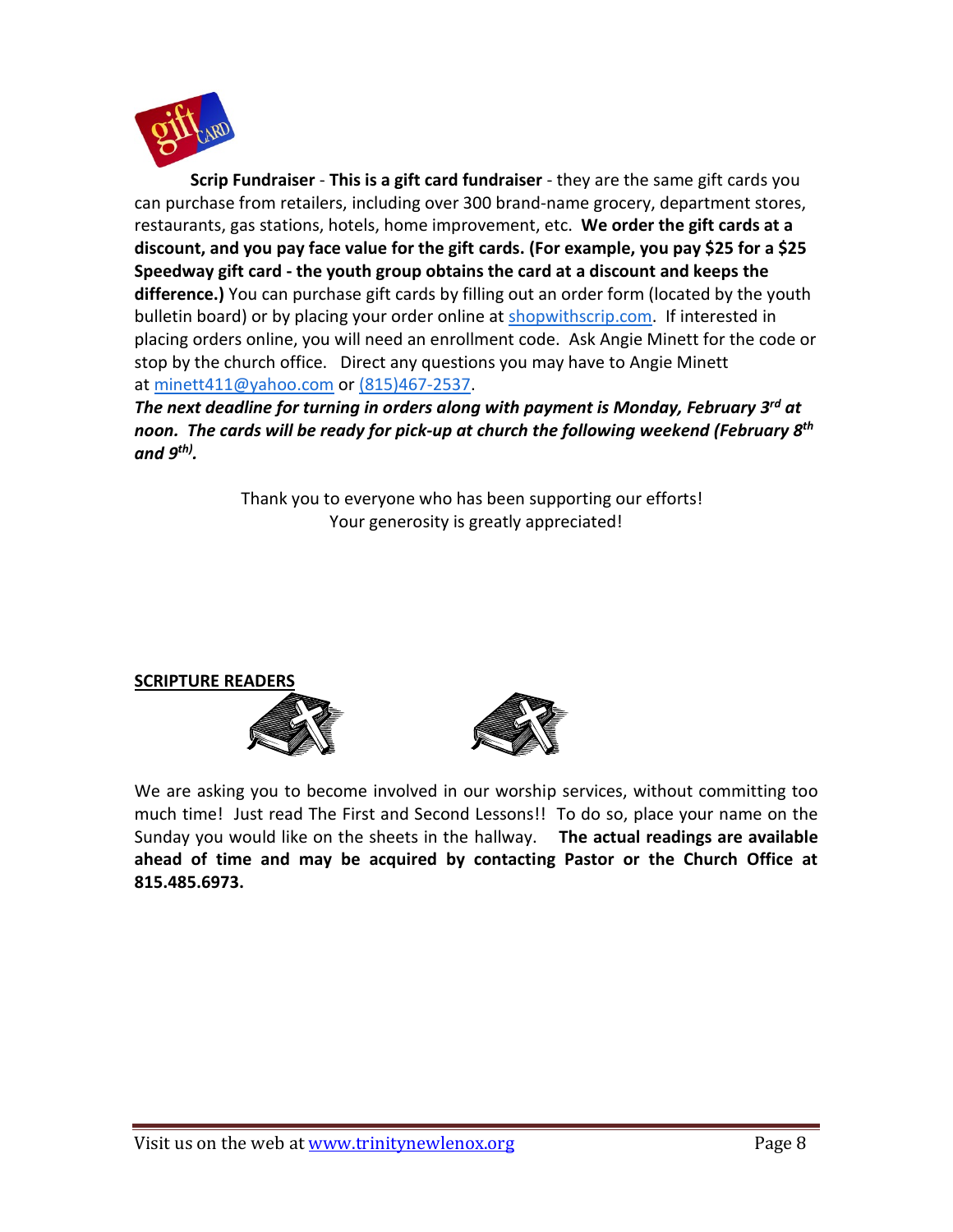**Scrip Fundraiser** - **This is a gift card fundraiser** - they are the same gift cards you can purchase from retailers, including over 300 brand-name grocery, department stores, restaurants, gas stations, hotels, home improvement, etc. **We order the gift cards at a discount, and you pay face value for the gift cards. (For example, you pay $25 for a $25 Speedway gift card - the youth group obtains the card at a discount and keeps the difference.)** You can purchase gift cards by filling out an order form (located by the youth bulletin board) or by placing your order online at shopwithscrip.com. If interested in placing orders online, you will need an enrollment code. Ask Angie Minett for the code or stop by the church office. Direct any questions you may have to Angie Minett at minett411@yahoo.com or (815)467-2537.

***The next deadline for turning in orders along with payment is Monday, February 3rd at noon. The cards will be ready for pick-up at church the following weekend (February 8th and 9th).***

Thank you to everyone who has been supporting our efforts!
Your generosity is greatly appreciated!

**SCRIPTURE READERS**

We are asking you to become involved in our worship services, without committing too much time! Just read The First and Second Lessons!! To do so, place your name on the Sunday you would like on the sheets in the hallway. **The actual readings are available ahead of time and may be acquired by contacting Pastor or the Church Office at 815.485.6973.**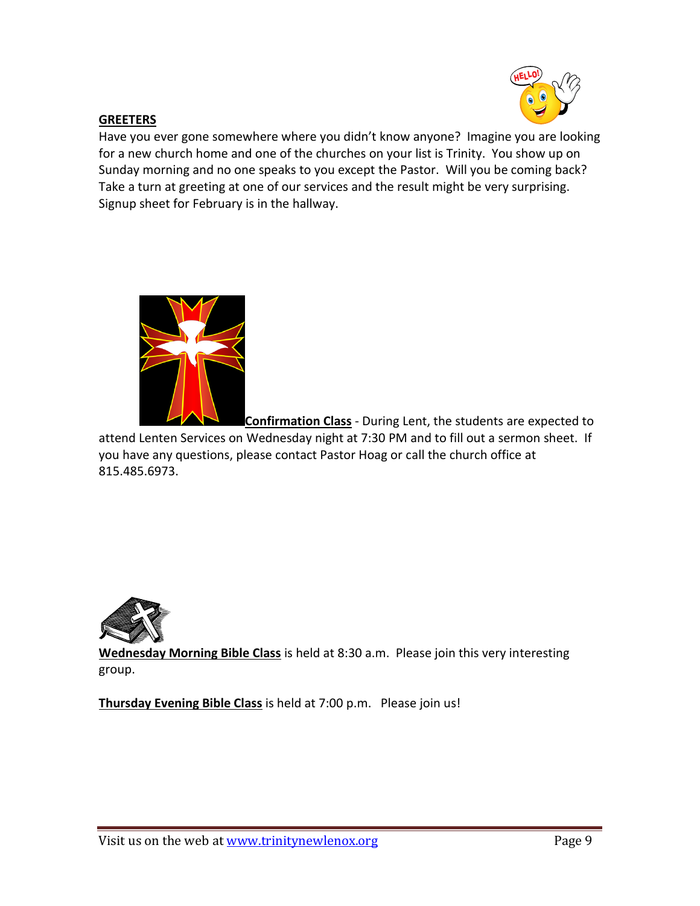**GREETERS**

Have you ever gone somewhere where you didn't know anyone? Imagine you are looking for a new church home and one of the churches on your list is Trinity. You show up on Sunday morning and no one speaks to you except the Pastor. Will you be coming back? Take a turn at greeting at one of our services and the result might be very surprising. Signup sheet for February is in the hallway.

**Confirmation Class** - During Lent, the students are expected to attend Lenten Services on Wednesday night at 7:30 PM and to fill out a sermon sheet. If you have any questions, please contact Pastor Hoag or call the church office at 815.485.6973.

**Wednesday Morning Bible Class** is held at 8:30 a.m. Please join this very interesting group.

**Thursday Evening Bible Class** is held at 7:00 p.m. Please join us!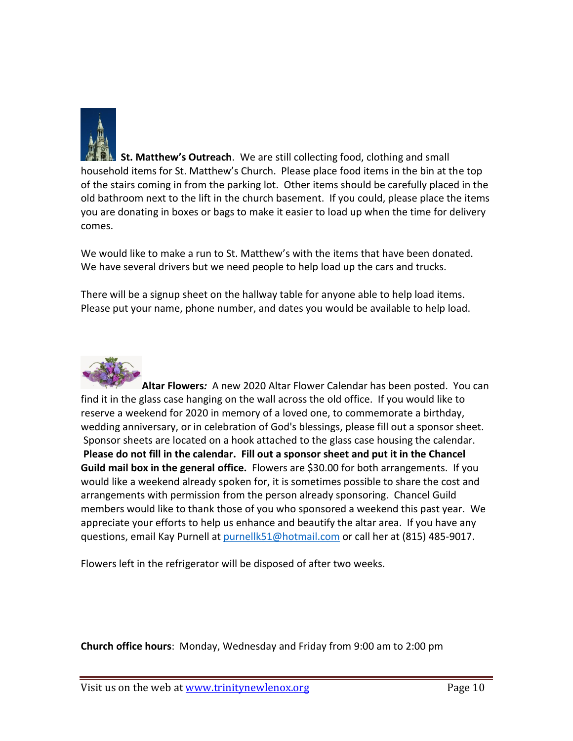**St. Matthew's Outreach**. We are still collecting food, clothing and small household items for St. Matthew's Church. Please place food items in the bin at the top of the stairs coming in from the parking lot. Other items should be carefully placed in the old bathroom next to the lift in the church basement. If you could, please place the items you are donating in boxes or bags to make it easier to load up when the time for delivery comes.

We would like to make a run to St. Matthew's with the items that have been donated. We have several drivers but we need people to help load up the cars and trucks.

There will be a signup sheet on the hallway table for anyone able to help load items. Please put your name, phone number, and dates you would be available to help load.

**Altar Flowers:** A new 2020 Altar Flower Calendar has been posted. You can find it in the glass case hanging on the wall across the old office. If you would like to reserve a weekend for 2020 in memory of a loved one, to commemorate a birthday, wedding anniversary, or in celebration of God's blessings, please fill out a sponsor sheet. Sponsor sheets are located on a hook attached to the glass case housing the calendar. **Please do not fill in the calendar. Fill out a sponsor sheet and put it in the Chancel Guild mail box in the general office.** Flowers are $30.00 for both arrangements. If you would like a weekend already spoken for, it is sometimes possible to share the cost and arrangements with permission from the person already sponsoring. Chancel Guild members would like to thank those of you who sponsored a weekend this past year. We appreciate your efforts to help us enhance and beautify the altar area. If you have any questions, email Kay Purnell at purnellk51@hotmail.com or call her at (815) 485-9017.

Flowers left in the refrigerator will be disposed of after two weeks.

**Church office hours**: Monday, Wednesday and Friday from 9:00 am to 2:00 pm